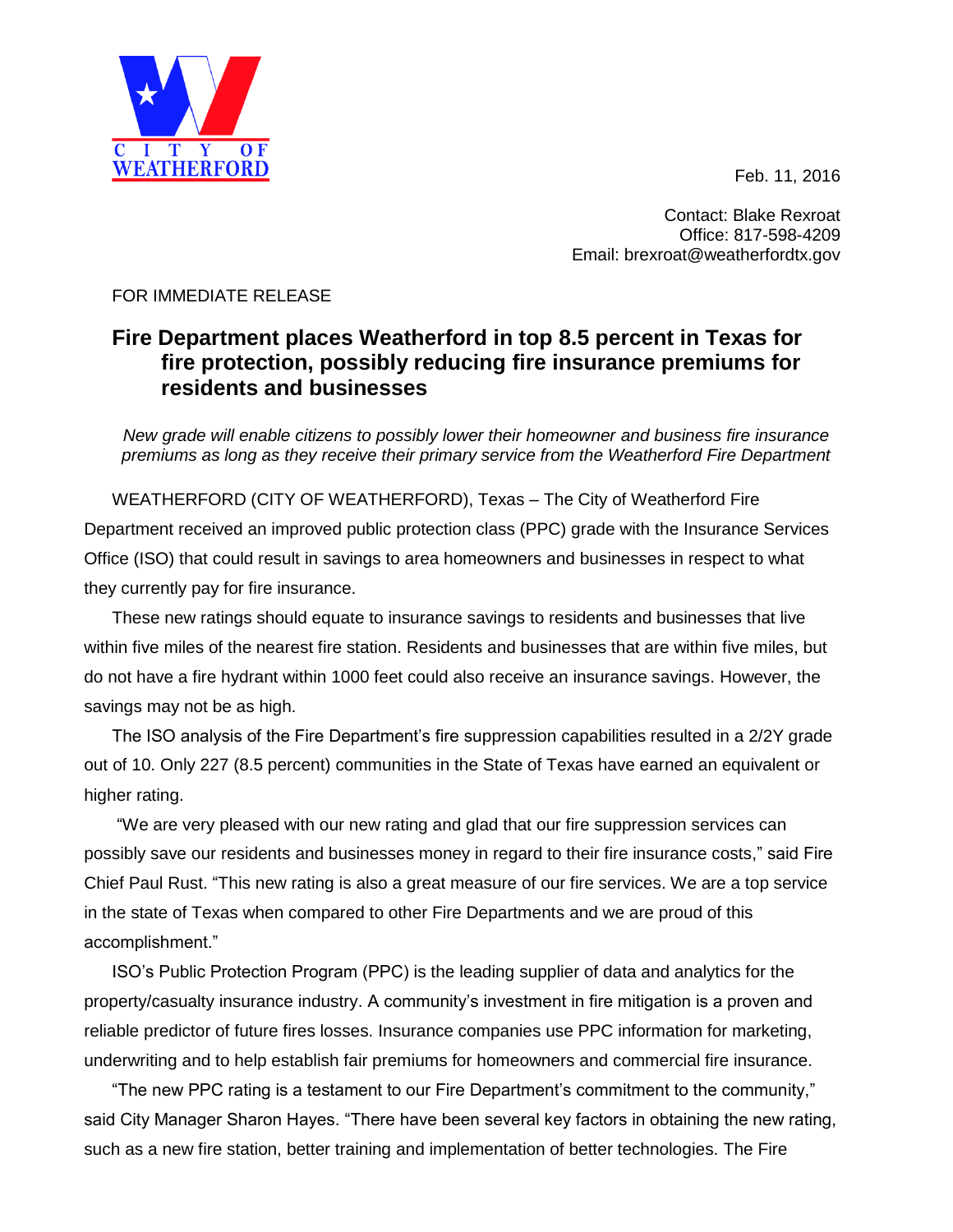CITY OF WEATHERFORD

Feb. 11, 2016

Contact: Blake Rexroat
Office: 817-598-4209
Email: brexroat@weatherfordtx.gov

FOR IMMEDIATE RELEASE

# Fire Department places Weatherford in top 8.5 percent in Texas for fire protection, possibly reducing fire insurance premiums for residents and businesses

*New grade will enable citizens to possibly lower their homeowner and business fire insurance premiums as long as they receive their primary service from the Weatherford Fire Department*

WEATHERFORD (CITY OF WEATHERFORD), Texas – The City of Weatherford Fire Department received an improved public protection class (PPC) grade with the Insurance Services Office (ISO) that could result in savings to area homeowners and businesses in respect to what they currently pay for fire insurance.

These new ratings should equate to insurance savings to residents and businesses that live within five miles of the nearest fire station. Residents and businesses that are within five miles, but do not have a fire hydrant within 1000 feet could also receive an insurance savings. However, the savings may not be as high.

The ISO analysis of the Fire Department's fire suppression capabilities resulted in a 2/2Y grade out of 10. Only 227 (8.5 percent) communities in the State of Texas have earned an equivalent or higher rating.

"We are very pleased with our new rating and glad that our fire suppression services can possibly save our residents and businesses money in regard to their fire insurance costs," said Fire Chief Paul Rust. "This new rating is also a great measure of our fire services. We are a top service in the state of Texas when compared to other Fire Departments and we are proud of this accomplishment."

ISO's Public Protection Program (PPC) is the leading supplier of data and analytics for the property/casualty insurance industry. A community's investment in fire mitigation is a proven and reliable predictor of future fires losses. Insurance companies use PPC information for marketing, underwriting and to help establish fair premiums for homeowners and commercial fire insurance.

"The new PPC rating is a testament to our Fire Department's commitment to the community," said City Manager Sharon Hayes. "There have been several key factors in obtaining the new rating, such as a new fire station, better training and implementation of better technologies. The Fire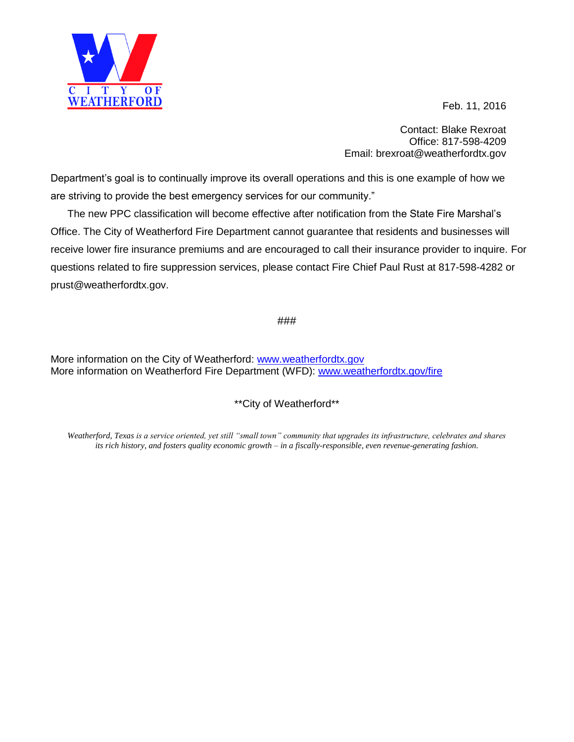Feb. 11, 2016

Contact: Blake Rexroat
Office: 817-598-4209
Email: brexroat@weatherfordtx.gov

Department's goal is to continually improve its overall operations and this is one example of how we are striving to provide the best emergency services for our community."

The new PPC classification will become effective after notification from the State Fire Marshal's Office. The City of Weatherford Fire Department cannot guarantee that residents and businesses will receive lower fire insurance premiums and are encouraged to call their insurance provider to inquire. For questions related to fire suppression services, please contact Fire Chief Paul Rust at 817-598-4282 or prust@weatherfordtx.gov.

###

More information on the City of Weatherford: [www.weatherfordtx.gov](http://www.weatherfordtx.gov)
More information on Weatherford Fire Department (WFD): [www.weatherfordtx.gov/fire](http://www.weatherfordtx.gov/fire)

**City of Weatherford**

*Weatherford, Texas is a service oriented, yet still "small town" community that upgrades its infrastructure, celebrates and shares its rich history, and fosters quality economic growth – in a fiscally-responsible, even revenue-generating fashion.*